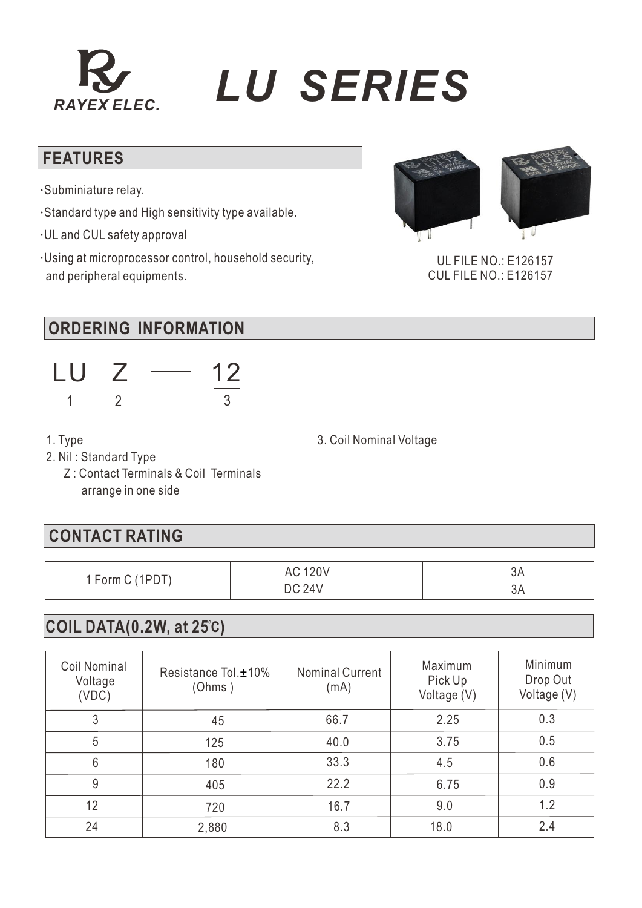RAYEX ELEC.

# LU SERIES

## FEATURES

- Subminiature relay.
- Standard type and High sensitivity type available.
- UL and CUL safety approval
- Using at microprocessor control, household security, and peripheral equipments.

UL FILE NO.: E126157
CUL FILE NO.: E126157

## ORDERING INFORMATION

LU Z — 12
1 2 3

1. Type
2. Nil : Standard Type
   Z : Contact Terminals & Coil Terminals arrange in one side
3. Coil Nominal Voltage

## CONTACT RATING

| | | |
|---|---|---|
| 1 Form C (1PDT) | AC 120V | 3A |
| | DC 24V | 3A |

## COIL DATA(0.2W, at 25℃)

| Coil Nominal Voltage (VDC) | Resistance Tol.±10% (Ohms ) | Nominal Current (mA) | Maximum Pick Up Voltage (V) | Minimum Drop Out Voltage (V) |
|---|---|---|---|---|
| 3 | 45 | 66.7 | 2.25 | 0.3 |
| 5 | 125 | 40.0 | 3.75 | 0.5 |
| 6 | 180 | 33.3 | 4.5 | 0.6 |
| 9 | 405 | 22.2 | 6.75 | 0.9 |
| 12 | 720 | 16.7 | 9.0 | 1.2 |
| 24 | 2,880 | 8.3 | 18.0 | 2.4 |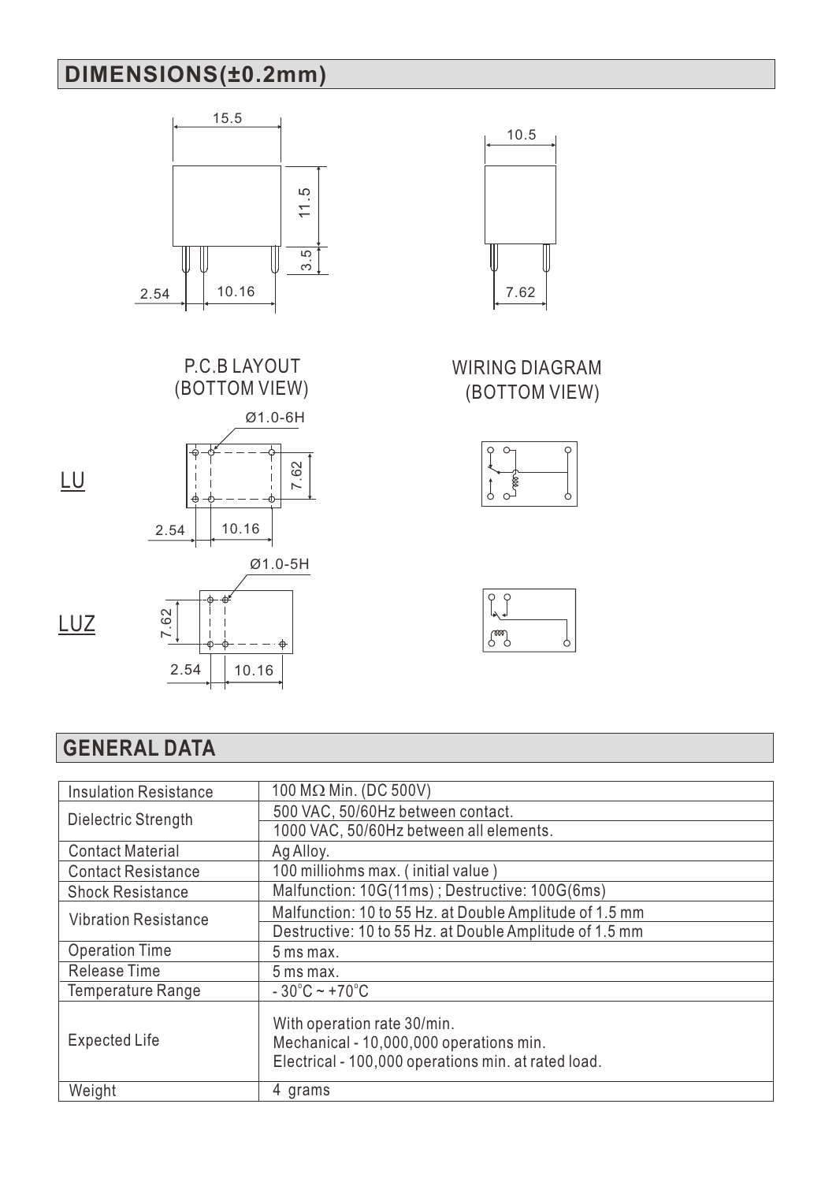## DIMENSIONS(±0.2mm)

15.5

11.5

3.5

2.54

10.16

10.5

7.62

P.C.B LAYOUT
(BOTTOM VIEW)

WIRING DIAGRAM
(BOTTOM VIEW)

LU

Ø1.0-6H

7.62

2.54

10.16

LUZ

Ø1.0-5H

7.62

2.54

10.16

## GENERAL DATA

| | |
|---|---|
| Insulation Resistance | 100 MΩ Min. (DC 500V) |
| Dielectric Strength | 500 VAC, 50/60Hz between contact. |
| | 1000 VAC, 50/60Hz between all elements. |
| Contact Material | Ag Alloy. |
| Contact Resistance | 100 milliohms max. ( initial value ) |
| Shock Resistance | Malfunction: 10G(11ms) ; Destructive: 100G(6ms) |
| Vibration Resistance | Malfunction: 10 to 55 Hz. at Double Amplitude of 1.5 mm |
| | Destructive: 10 to 55 Hz. at Double Amplitude of 1.5 mm |
| Operation Time | 5 ms max. |
| Release Time | 5 ms max. |
| Temperature Range | - 30°C ~ +70°C |
| Expected Life | With operation rate 30/min.<br>Mechanical - 10,000,000 operations min.<br>Electrical - 100,000 operations min. at rated load. |
| Weight | 4 grams |